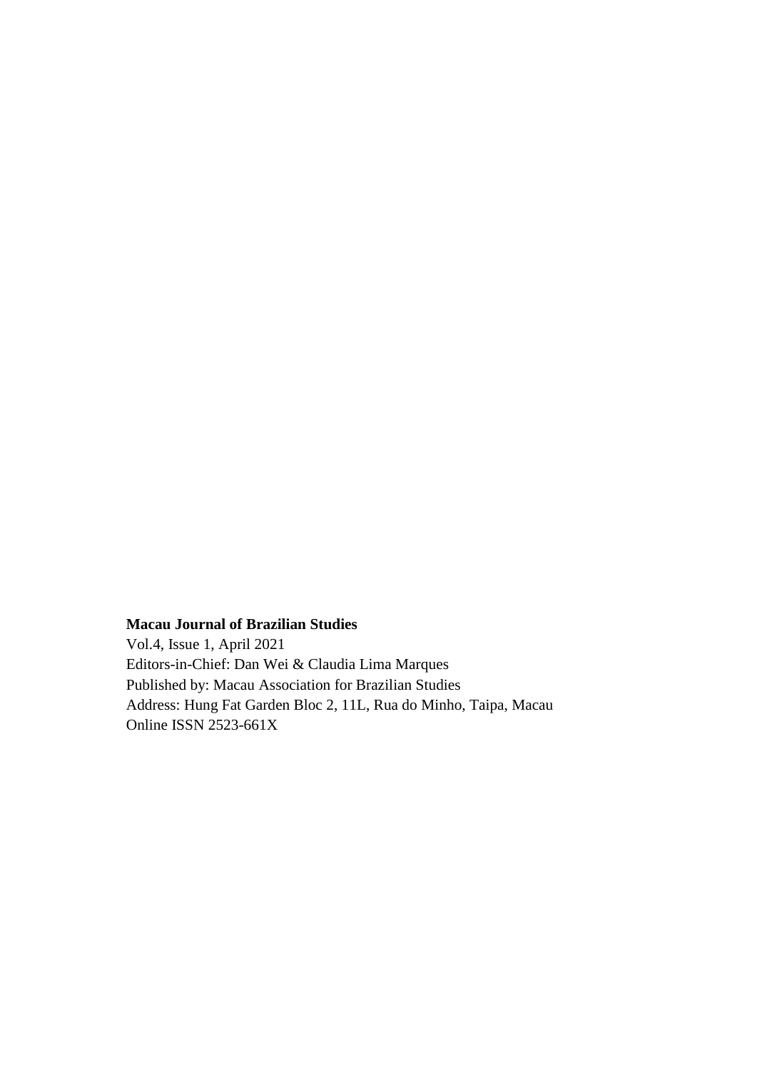**Macau Journal of Brazilian Studies**

Vol.4, Issue 1, April 2021

Editors-in-Chief: Dan Wei & Claudia Lima Marques

Published by: Macau Association for Brazilian Studies

Address: Hung Fat Garden Bloc 2, 11L, Rua do Minho, Taipa, Macau

Online ISSN 2523-661X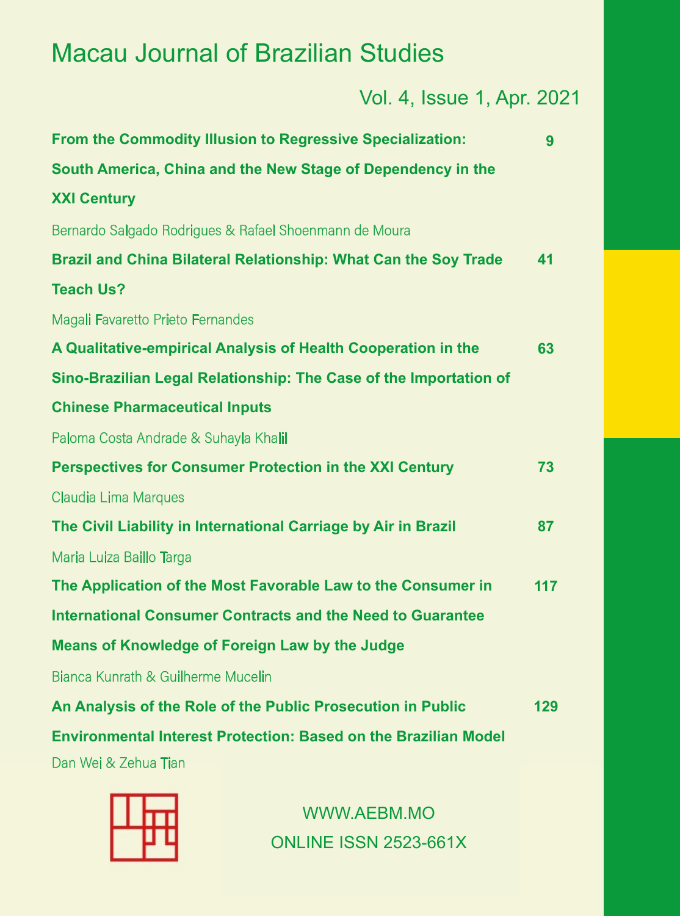# Macau Journal of Brazilian Studies

Vol. 4, Issue 1, Apr. 2021

**From the Commodity Illusion to Regressive Specialization: South America, China and the New Stage of Dependency in the XXI Century** **9**

Bernardo Salgado Rodrigues & Rafael Shoenmann de Moura

**Brazil and China Bilateral Relationship: What Can the Soy Trade Teach Us?** **41**

Magali Favaretto Prieto Fernandes

**A Qualitative-empirical Analysis of Health Cooperation in the Sino-Brazilian Legal Relationship: The Case of the Importation of Chinese Pharmaceutical Inputs** **63**

Paloma Costa Andrade & Suhayla Khalil

**Perspectives for Consumer Protection in the XXI Century** **73**

Claudia Lima Marques

**The Civil Liability in International Carriage by Air in Brazil** **87**

Maria Luiza Baillo Targa

**The Application of the Most Favorable Law to the Consumer in International Consumer Contracts and the Need to Guarantee Means of Knowledge of Foreign Law by the Judge** **117**

Bianca Kunrath & Guilherme Mucelin

**An Analysis of the Role of the Public Prosecution in Public Environmental Interest Protection: Based on the Brazilian Model** **129**

Dan Wei & Zehua Tian

WWW.AEBM.MO

ONLINE ISSN 2523-661X